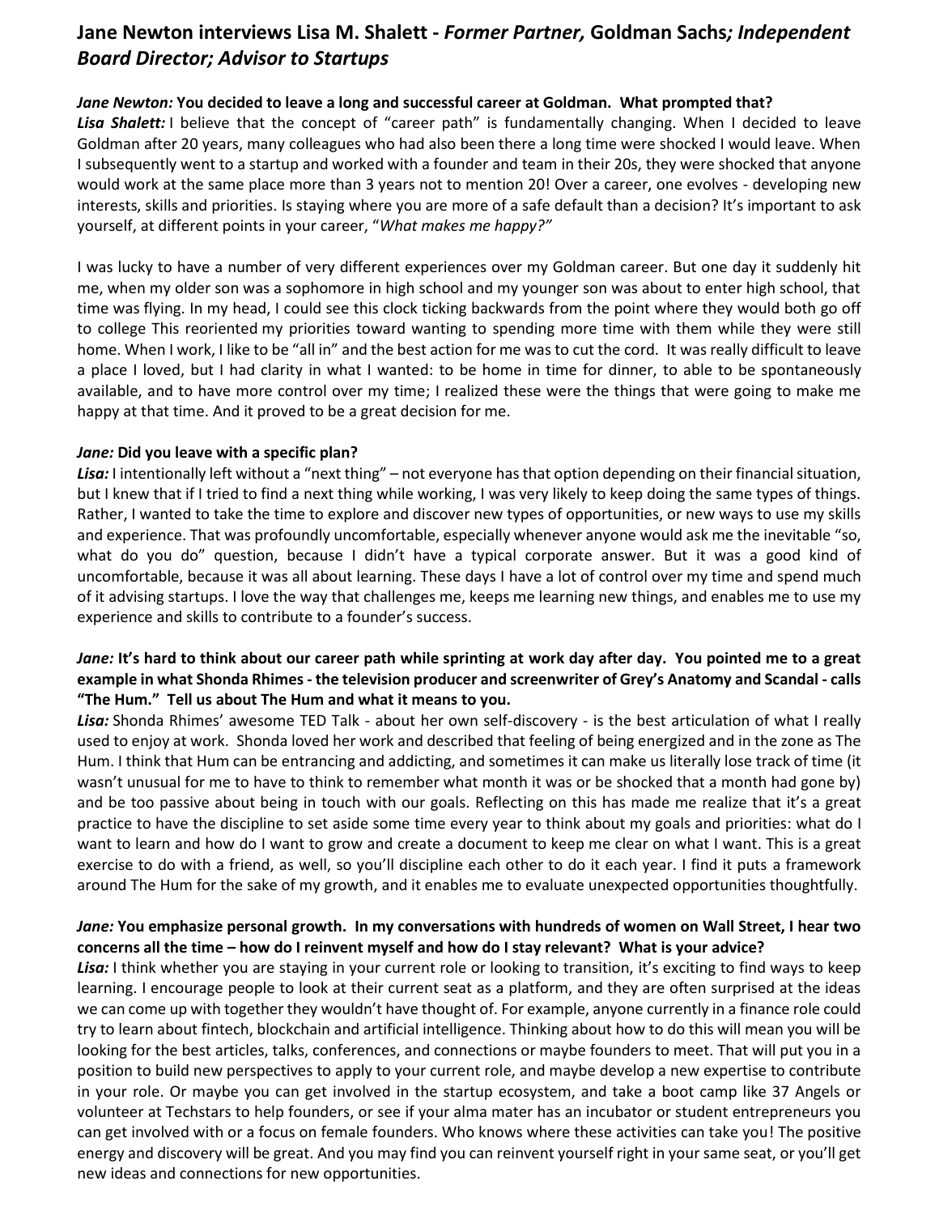# Jane Newton interviews Lisa M. Shalett - *Former Partner,* Goldman Sachs*; Independent Board Director; Advisor to Startups*

***Jane Newton:*** **You decided to leave a long and successful career at Goldman. What prompted that?**
***Lisa Shalett:*** I believe that the concept of "career path" is fundamentally changing. When I decided to leave Goldman after 20 years, many colleagues who had also been there a long time were shocked I would leave. When I subsequently went to a startup and worked with a founder and team in their 20s, they were shocked that anyone would work at the same place more than 3 years not to mention 20! Over a career, one evolves - developing new interests, skills and priorities. Is staying where you are more of a safe default than a decision? It's important to ask yourself, at different points in your career, "*What makes me happy?"*

I was lucky to have a number of very different experiences over my Goldman career. But one day it suddenly hit me, when my older son was a sophomore in high school and my younger son was about to enter high school, that time was flying. In my head, I could see this clock ticking backwards from the point where they would both go off to college This reoriented my priorities toward wanting to spending more time with them while they were still home. When I work, I like to be "all in" and the best action for me was to cut the cord. It was really difficult to leave a place I loved, but I had clarity in what I wanted: to be home in time for dinner, to able to be spontaneously available, and to have more control over my time; I realized these were the things that were going to make me happy at that time. And it proved to be a great decision for me.

***Jane:*** **Did you leave with a specific plan?**
***Lisa:*** I intentionally left without a "next thing" – not everyone has that option depending on their financial situation, but I knew that if I tried to find a next thing while working, I was very likely to keep doing the same types of things. Rather, I wanted to take the time to explore and discover new types of opportunities, or new ways to use my skills and experience. That was profoundly uncomfortable, especially whenever anyone would ask me the inevitable "so, what do you do" question, because I didn't have a typical corporate answer. But it was a good kind of uncomfortable, because it was all about learning. These days I have a lot of control over my time and spend much of it advising startups. I love the way that challenges me, keeps me learning new things, and enables me to use my experience and skills to contribute to a founder's success.

***Jane:*** **It's hard to think about our career path while sprinting at work day after day. You pointed me to a great example in what Shonda Rhimes - the television producer and screenwriter of Grey's Anatomy and Scandal - calls "The Hum." Tell us about The Hum and what it means to you.**
***Lisa:*** Shonda Rhimes' awesome TED Talk - about her own self-discovery - is the best articulation of what I really used to enjoy at work. Shonda loved her work and described that feeling of being energized and in the zone as The Hum. I think that Hum can be entrancing and addicting, and sometimes it can make us literally lose track of time (it wasn't unusual for me to have to think to remember what month it was or be shocked that a month had gone by) and be too passive about being in touch with our goals. Reflecting on this has made me realize that it's a great practice to have the discipline to set aside some time every year to think about my goals and priorities: what do I want to learn and how do I want to grow and create a document to keep me clear on what I want. This is a great exercise to do with a friend, as well, so you'll discipline each other to do it each year. I find it puts a framework around The Hum for the sake of my growth, and it enables me to evaluate unexpected opportunities thoughtfully.

***Jane:*** **You emphasize personal growth. In my conversations with hundreds of women on Wall Street, I hear two concerns all the time – how do I reinvent myself and how do I stay relevant? What is your advice?**
***Lisa:*** I think whether you are staying in your current role or looking to transition, it's exciting to find ways to keep learning. I encourage people to look at their current seat as a platform, and they are often surprised at the ideas we can come up with together they wouldn't have thought of. For example, anyone currently in a finance role could try to learn about fintech, blockchain and artificial intelligence. Thinking about how to do this will mean you will be looking for the best articles, talks, conferences, and connections or maybe founders to meet. That will put you in a position to build new perspectives to apply to your current role, and maybe develop a new expertise to contribute in your role. Or maybe you can get involved in the startup ecosystem, and take a boot camp like 37 Angels or volunteer at Techstars to help founders, or see if your alma mater has an incubator or student entrepreneurs you can get involved with or a focus on female founders. Who knows where these activities can take you! The positive energy and discovery will be great. And you may find you can reinvent yourself right in your same seat, or you'll get new ideas and connections for new opportunities.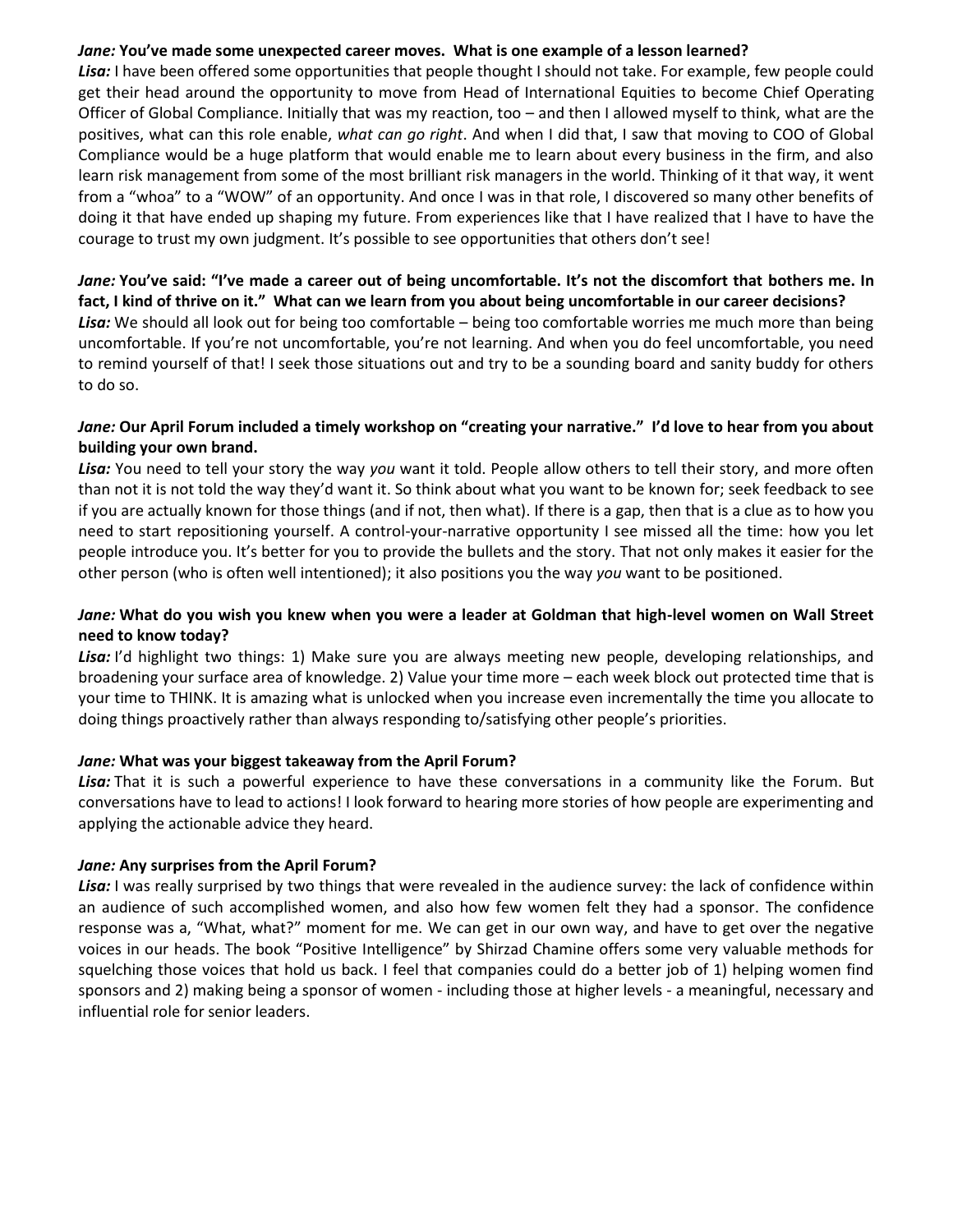***Jane:*** **You've made some unexpected career moves. What is one example of a lesson learned?**
***Lisa:*** I have been offered some opportunities that people thought I should not take. For example, few people could get their head around the opportunity to move from Head of International Equities to become Chief Operating Officer of Global Compliance. Initially that was my reaction, too – and then I allowed myself to think, what are the positives, what can this role enable, *what can go right*. And when I did that, I saw that moving to COO of Global Compliance would be a huge platform that would enable me to learn about every business in the firm, and also learn risk management from some of the most brilliant risk managers in the world. Thinking of it that way, it went from a "whoa" to a "WOW" of an opportunity. And once I was in that role, I discovered so many other benefits of doing it that have ended up shaping my future. From experiences like that I have realized that I have to have the courage to trust my own judgment. It's possible to see opportunities that others don't see!

***Jane:*** **You've said: "I've made a career out of being uncomfortable. It's not the discomfort that bothers me. In fact, I kind of thrive on it." What can we learn from you about being uncomfortable in our career decisions?**
***Lisa:*** We should all look out for being too comfortable – being too comfortable worries me much more than being uncomfortable. If you're not uncomfortable, you're not learning. And when you do feel uncomfortable, you need to remind yourself of that! I seek those situations out and try to be a sounding board and sanity buddy for others to do so.

***Jane:*** **Our April Forum included a timely workshop on "creating your narrative." I'd love to hear from you about building your own brand.**
***Lisa:*** You need to tell your story the way *you* want it told. People allow others to tell their story, and more often than not it is not told the way they'd want it. So think about what you want to be known for; seek feedback to see if you are actually known for those things (and if not, then what). If there is a gap, then that is a clue as to how you need to start repositioning yourself. A control-your-narrative opportunity I see missed all the time: how you let people introduce you. It's better for you to provide the bullets and the story. That not only makes it easier for the other person (who is often well intentioned); it also positions you the way *you* want to be positioned.

***Jane:*** **What do you wish you knew when you were a leader at Goldman that high-level women on Wall Street need to know today?**
***Lisa:*** I'd highlight two things: 1) Make sure you are always meeting new people, developing relationships, and broadening your surface area of knowledge. 2) Value your time more – each week block out protected time that is your time to THINK. It is amazing what is unlocked when you increase even incrementally the time you allocate to doing things proactively rather than always responding to/satisfying other people's priorities.

***Jane:*** **What was your biggest takeaway from the April Forum?**
***Lisa:*** That it is such a powerful experience to have these conversations in a community like the Forum. But conversations have to lead to actions! I look forward to hearing more stories of how people are experimenting and applying the actionable advice they heard.

***Jane:*** **Any surprises from the April Forum?**
***Lisa:*** I was really surprised by two things that were revealed in the audience survey: the lack of confidence within an audience of such accomplished women, and also how few women felt they had a sponsor. The confidence response was a, "What, what?" moment for me. We can get in our own way, and have to get over the negative voices in our heads. The book "Positive Intelligence" by Shirzad Chamine offers some very valuable methods for squelching those voices that hold us back. I feel that companies could do a better job of 1) helping women find sponsors and 2) making being a sponsor of women - including those at higher levels - a meaningful, necessary and influential role for senior leaders.